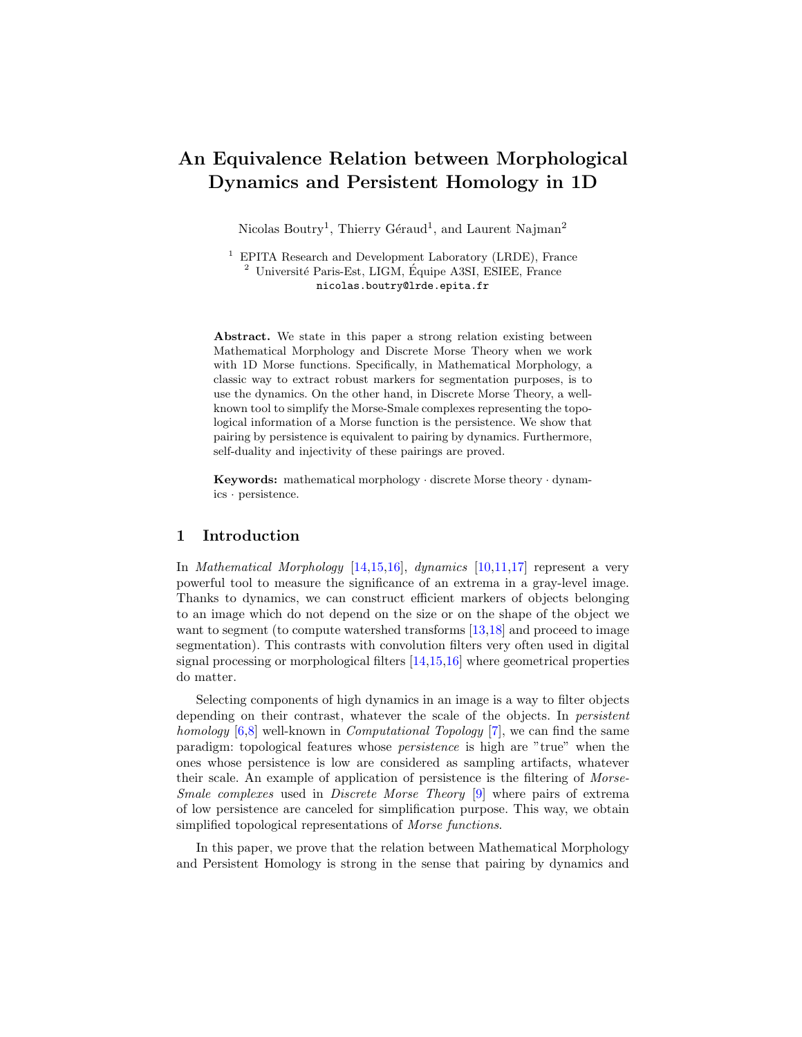# An Equivalence Relation between Morphological Dynamics and Persistent Homology in 1D

Nicolas Boutry[1], Thierry Géraud[1], and Laurent Najman[2]

[1] EPITA Research and Development Laboratory (LRDE), France
[2] Université Paris-Est, LIGM, Équipe A3SI, ESIEE, France
nicolas.boutry@lrde.epita.fr

**Abstract.** We state in this paper a strong relation existing between Mathematical Morphology and Discrete Morse Theory when we work with 1D Morse functions. Specifically, in Mathematical Morphology, a classic way to extract robust markers for segmentation purposes, is to use the dynamics. On the other hand, in Discrete Morse Theory, a well-known tool to simplify the Morse-Smale complexes representing the topological information of a Morse function is the persistence. We show that pairing by persistence is equivalent to pairing by dynamics. Furthermore, self-duality and injectivity of these pairings are proved.

**Keywords:** mathematical morphology · discrete Morse theory · dynamics · persistence.

## 1 Introduction

In *Mathematical Morphology* [14,15,16], *dynamics* [10,11,17] represent a very powerful tool to measure the significance of an extrema in a gray-level image. Thanks to dynamics, we can construct efficient markers of objects belonging to an image which do not depend on the size or on the shape of the object we want to segment (to compute watershed transforms [13,18] and proceed to image segmentation). This contrasts with convolution filters very often used in digital signal processing or morphological filters [14,15,16] where geometrical properties do matter.

Selecting components of high dynamics in an image is a way to filter objects depending on their contrast, whatever the scale of the objects. In *persistent homology* [6,8] well-known in *Computational Topology* [7], we can find the same paradigm: topological features whose *persistence* is high are "true" when the ones whose persistence is low are considered as sampling artifacts, whatever their scale. An example of application of persistence is the filtering of *Morse-Smale complexes* used in *Discrete Morse Theory* [9] where pairs of extrema of low persistence are canceled for simplification purpose. This way, we obtain simplified topological representations of *Morse functions*.

In this paper, we prove that the relation between Mathematical Morphology and Persistent Homology is strong in the sense that pairing by dynamics and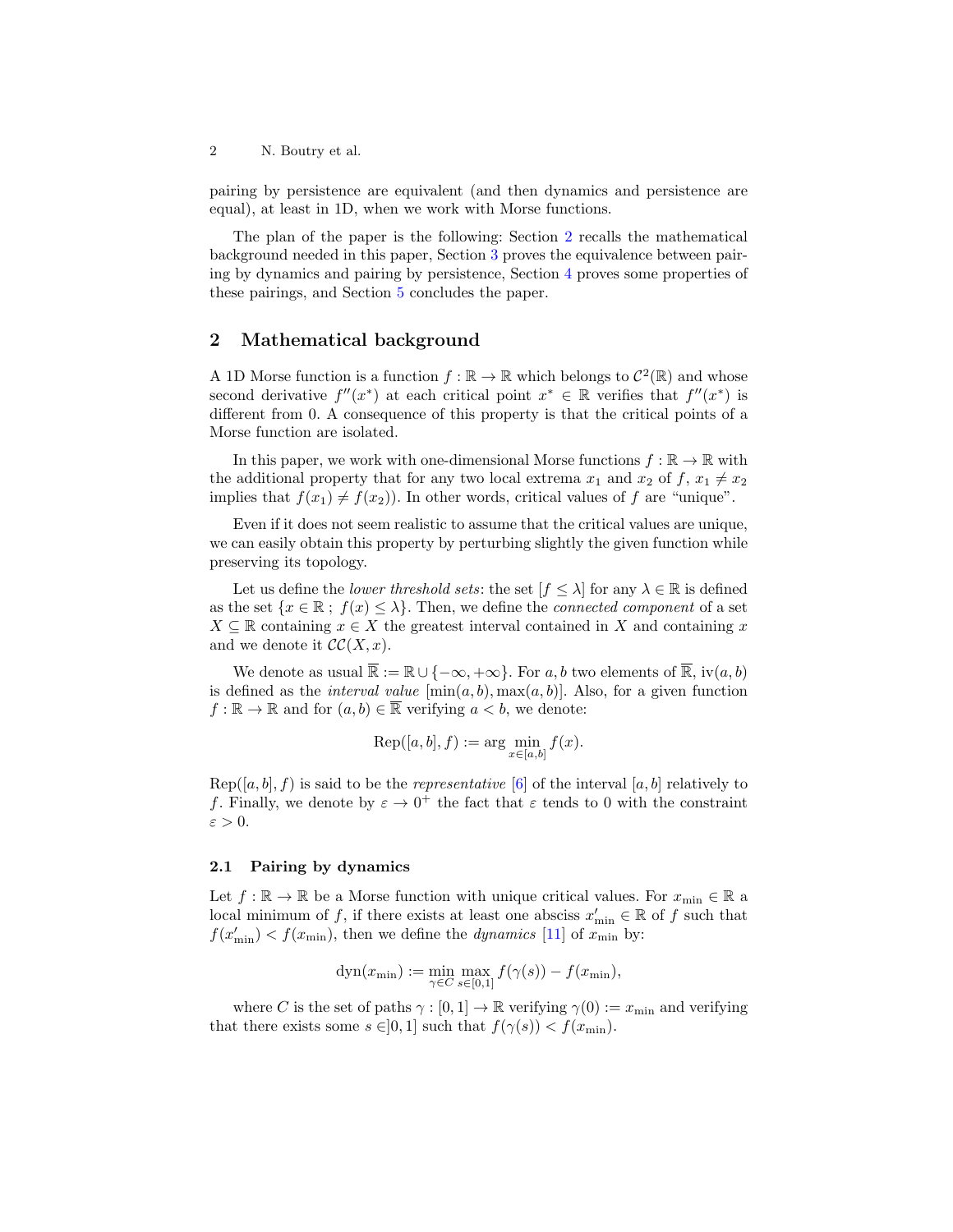pairing by persistence are equivalent (and then dynamics and persistence are equal), at least in 1D, when we work with Morse functions.

The plan of the paper is the following: Section 2 recalls the mathematical background needed in this paper, Section 3 proves the equivalence between pairing by dynamics and pairing by persistence, Section 4 proves some properties of these pairings, and Section 5 concludes the paper.

## 2 Mathematical background

A 1D Morse function is a function $f : \mathbb{R} \to \mathbb{R}$ which belongs to $\mathcal{C}^2(\mathbb{R})$ and whose second derivative $f''(x^*)$ at each critical point $x^* \in \mathbb{R}$ verifies that $f''(x^*)$ is different from 0. A consequence of this property is that the critical points of a Morse function are isolated.

In this paper, we work with one-dimensional Morse functions $f : \mathbb{R} \to \mathbb{R}$ with the additional property that for any two local extrema $x_1$ and $x_2$ of $f$, $x_1 \neq x_2$ implies that $f(x_1) \neq f(x_2)$). In other words, critical values of $f$ are "unique".

Even if it does not seem realistic to assume that the critical values are unique, we can easily obtain this property by perturbing slightly the given function while preserving its topology.

Let us define the *lower threshold sets*: the set $[f \leq \lambda]$ for any $\lambda \in \mathbb{R}$ is defined as the set $\{x \in \mathbb{R} \; ; \; f(x) \leq \lambda\}$. Then, we define the *connected component* of a set $X \subseteq \mathbb{R}$ containing $x \in X$ the greatest interval contained in $X$ and containing $x$ and we denote it $\mathcal{CC}(X, x)$.

We denote as usual $\overline{\mathbb{R}} := \mathbb{R} \cup \{-\infty, +\infty\}$. For $a, b$ two elements of $\overline{\mathbb{R}}$, $\text{iv}(a, b)$ is defined as the *interval value* $[\min(a, b), \max(a, b)]$. Also, for a given function $f : \mathbb{R} \to \mathbb{R}$ and for $(a, b) \in \overline{\mathbb{R}}$ verifying $a < b$, we denote:

$$\text{Rep}([a, b], f) := \arg\min_{x \in [a,b]} f(x).$$

$\text{Rep}([a, b], f)$ is said to be the *representative* [6] of the interval $[a, b]$ relatively to $f$. Finally, we denote by $\varepsilon \to 0^+$ the fact that $\varepsilon$ tends to 0 with the constraint $\varepsilon > 0$.

### 2.1 Pairing by dynamics

Let $f : \mathbb{R} \to \mathbb{R}$ be a Morse function with unique critical values. For $x_{\min} \in \mathbb{R}$ a local minimum of $f$, if there exists at least one absciss $x'_{\min} \in \mathbb{R}$ of $f$ such that $f(x'_{\min}) < f(x_{\min})$, then we define the *dynamics* [11] of $x_{\min}$ by:

$$\text{dyn}(x_{\min}) := \min_{\gamma \in C} \max_{s \in [0,1]} f(\gamma(s)) - f(x_{\min}),$$

where $C$ is the set of paths $\gamma : [0, 1] \to \mathbb{R}$ verifying $\gamma(0) := x_{\min}$ and verifying that there exists some $s \in ]0, 1]$ such that $f(\gamma(s)) < f(x_{\min})$.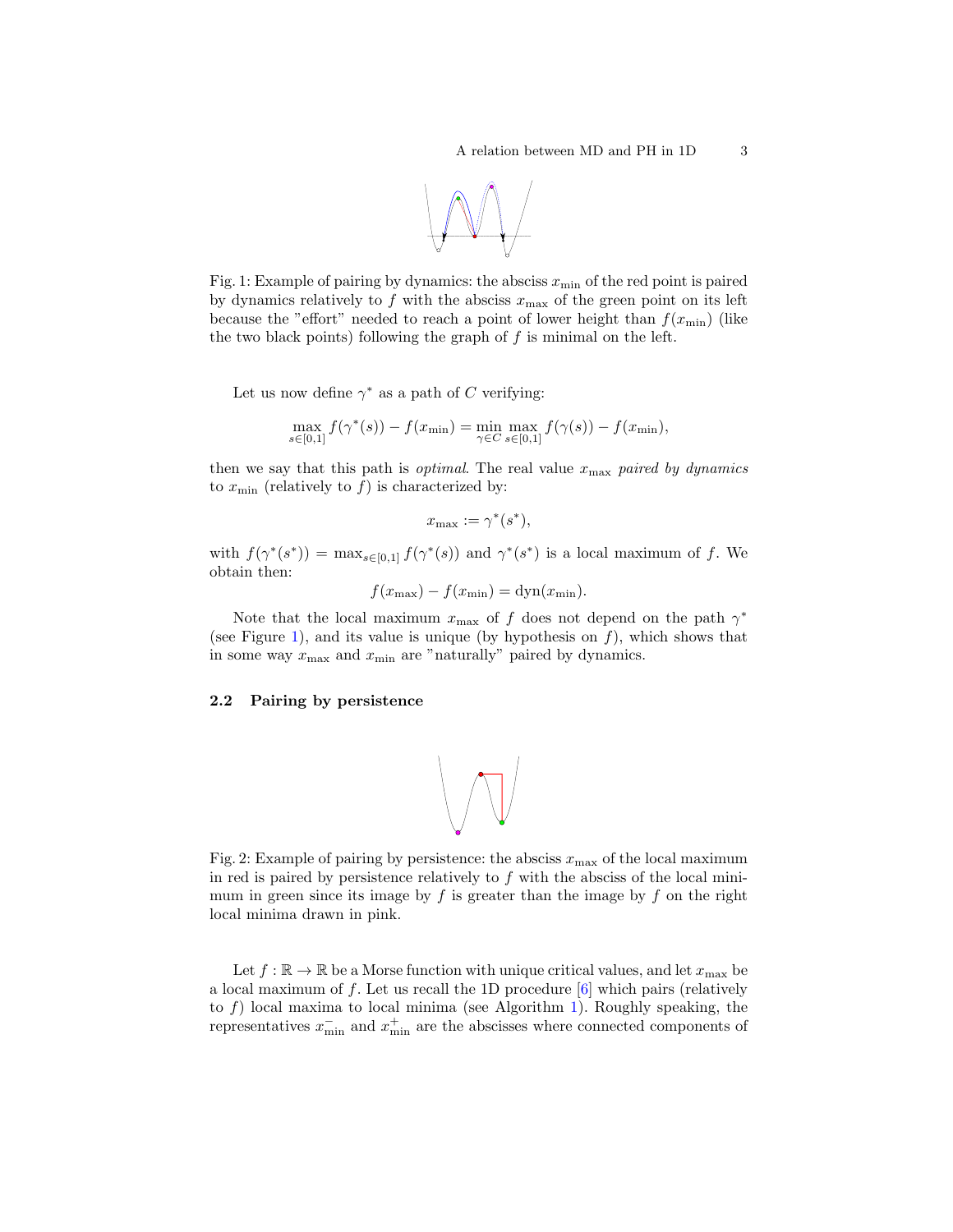Fig. 1: Example of pairing by dynamics: the absciss $x_{\min}$ of the red point is paired by dynamics relatively to $f$ with the absciss $x_{\max}$ of the green point on its left because the "effort" needed to reach a point of lower height than $f(x_{\min})$ (like the two black points) following the graph of $f$ is minimal on the left.

Let us now define $\gamma^*$ as a path of $C$ verifying:

$$\max_{s\in[0,1]} f(\gamma^*(s)) - f(x_{\min}) = \min_{\gamma\in C} \max_{s\in[0,1]} f(\gamma(s)) - f(x_{\min}),$$

then we say that this path is *optimal*. The real value $x_{\max}$ *paired by dynamics* to $x_{\min}$ (relatively to $f$) is characterized by:

$$x_{\max} := \gamma^*(s^*),$$

with $f(\gamma^*(s^*)) = \max_{s\in[0,1]} f(\gamma^*(s))$ and $\gamma^*(s^*)$ is a local maximum of $f$. We obtain then:

$$f(x_{\max}) - f(x_{\min}) = \text{dyn}(x_{\min}).$$

Note that the local maximum $x_{\max}$ of $f$ does not depend on the path $\gamma^*$ (see Figure 1), and its value is unique (by hypothesis on $f$), which shows that in some way $x_{\max}$ and $x_{\min}$ are "naturally" paired by dynamics.

### 2.2 Pairing by persistence

Fig. 2: Example of pairing by persistence: the absciss $x_{\max}$ of the local maximum in red is paired by persistence relatively to $f$ with the absciss of the local minimum in green since its image by $f$ is greater than the image by $f$ on the right local minima drawn in pink.

Let $f : \mathbb{R} \to \mathbb{R}$ be a Morse function with unique critical values, and let $x_{\max}$ be a local maximum of $f$. Let us recall the 1D procedure [6] which pairs (relatively to $f$) local maxima to local minima (see Algorithm 1). Roughly speaking, the representatives $x^-_{\min}$ and $x^+_{\min}$ are the abscisses where connected components of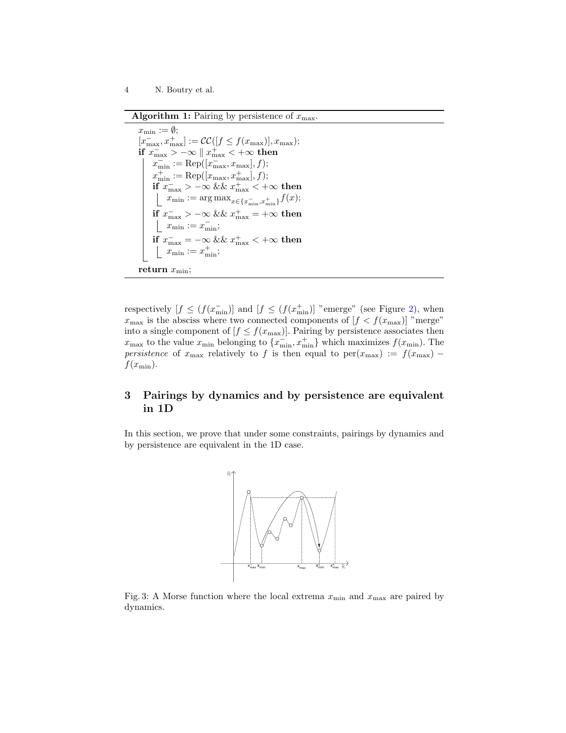**Algorithm 1:** Pairing by persistence of $x_{\max}$.

```
x_min := ∅;
[x⁻_max, x⁺_max] := CC([f ≤ f(x_max)], x_max);
if x⁻_max > −∞ || x⁺_max < +∞ then
    x⁻_min := Rep([x⁻_max, x_max], f);
    x⁺_min := Rep([x_max, x⁺_max], f);
    if x⁻_max > −∞ && x⁺_max < +∞ then
        x_min := arg max_{x ∈ {x⁻_min, x⁺_min}} f(x);
    if x⁻_max > −∞ && x⁺_max = +∞ then
        x_min := x⁻_min;
    if x⁻_max = −∞ && x⁺_max < +∞ then
        x_min := x⁺_min;
return x_min;
```

respectively $[f \leq (f(x^-_{\min})]$ and $[f \leq (f(x^+_{\min})]$ "emerge" (see Figure 2), when $x_{\max}$ is the absciss where two connected components of $[f < f(x_{\max})]$ "merge" into a single component of $[f \leq f(x_{\max})]$. Pairing by persistence associates then $x_{\max}$ to the value $x_{\min}$ belonging to $\{x^-_{\min}, x^+_{\min}\}$ which maximizes $f(x_{\min})$. The *persistence* of $x_{\max}$ relatively to $f$ is then equal to $\text{per}(x_{\max}) := f(x_{\max}) - f(x_{\min})$.

## 3 Pairings by dynamics and by persistence are equivalent in 1D

In this section, we prove that under some constraints, pairings by dynamics and by persistence are equivalent in the 1D case.

Fig. 3: A Morse function where the local extrema $x_{\min}$ and $x_{\max}$ are paired by dynamics.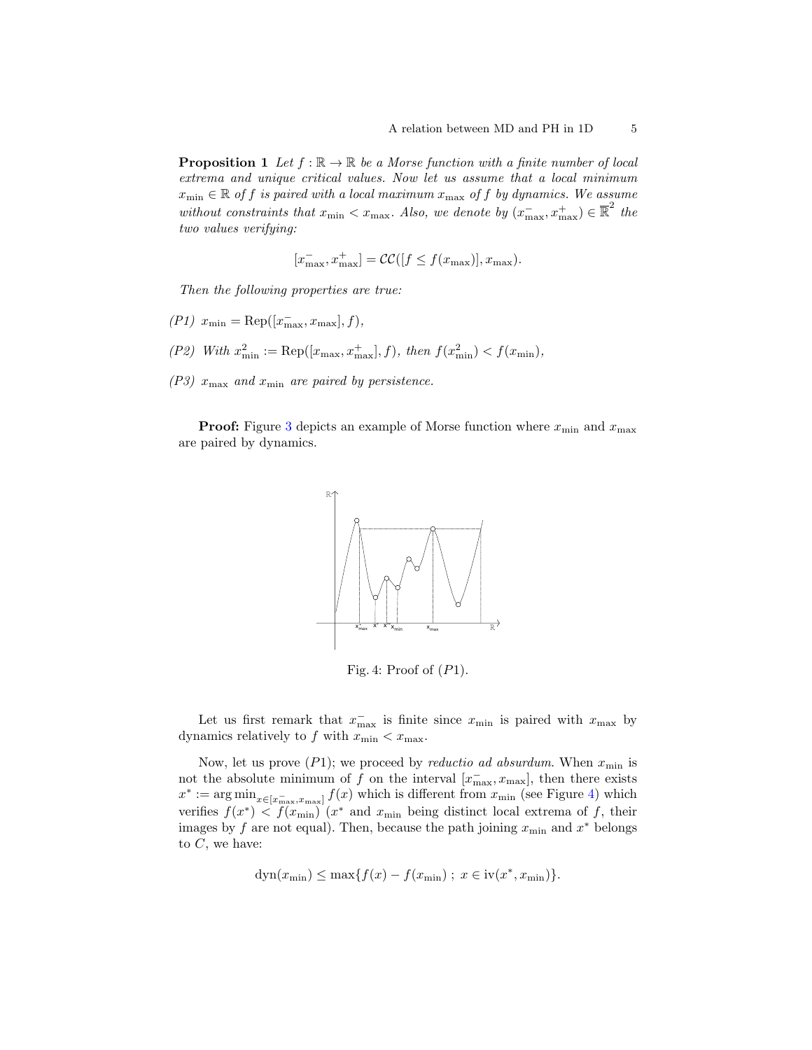**Proposition 1** *Let $f : \mathbb{R} \to \mathbb{R}$ be a Morse function with a finite number of local extrema and unique critical values. Now let us assume that a local minimum $x_{\min} \in \mathbb{R}$ of $f$ is paired with a local maximum $x_{\max}$ of $f$ by dynamics. We assume without constraints that $x_{\min} < x_{\max}$. Also, we denote by $(x^-_{\max}, x^+_{\max}) \in \overline{\mathbb{R}}^2$ the two values verifying:*

$$[x^-_{\max}, x^+_{\max}] = \mathcal{CC}([f \leq f(x_{\max})], x_{\max}).$$

*Then the following properties are true:*

- *(P1)* $x_{\min} = \mathrm{Rep}([x^-_{\max}, x_{\max}], f)$,
- *(P2) With* $x^2_{\min} := \mathrm{Rep}([x_{\max}, x^+_{\max}], f)$, *then* $f(x^2_{\min}) < f(x_{\min})$,
- *(P3)* $x_{\max}$ *and* $x_{\min}$ *are paired by persistence.*

**Proof:** Figure 3 depicts an example of Morse function where $x_{\min}$ and $x_{\max}$ are paired by dynamics.

Fig. 4: Proof of $(P1)$.

Let us first remark that $x^-_{\max}$ is finite since $x_{\min}$ is paired with $x_{\max}$ by dynamics relatively to $f$ with $x_{\min} < x_{\max}$.

Now, let us prove $(P1)$; we proceed by *reductio ad absurdum*. When $x_{\min}$ is not the absolute minimum of $f$ on the interval $[x^-_{\max}, x_{\max}]$, then there exists $x^* := \arg\min_{x \in [x^-_{\max}, x_{\max}]} f(x)$ which is different from $x_{\min}$ (see Figure 4) which verifies $f(x^*) < f(x_{\min})$ ($x^*$ and $x_{\min}$ being distinct local extrema of $f$, their images by $f$ are not equal). Then, because the path joining $x_{\min}$ and $x^*$ belongs to $C$, we have:

$$\mathrm{dyn}(x_{\min}) \leq \max\{f(x) - f(x_{\min}) \; ; \; x \in \mathrm{iv}(x^*, x_{\min})\}.$$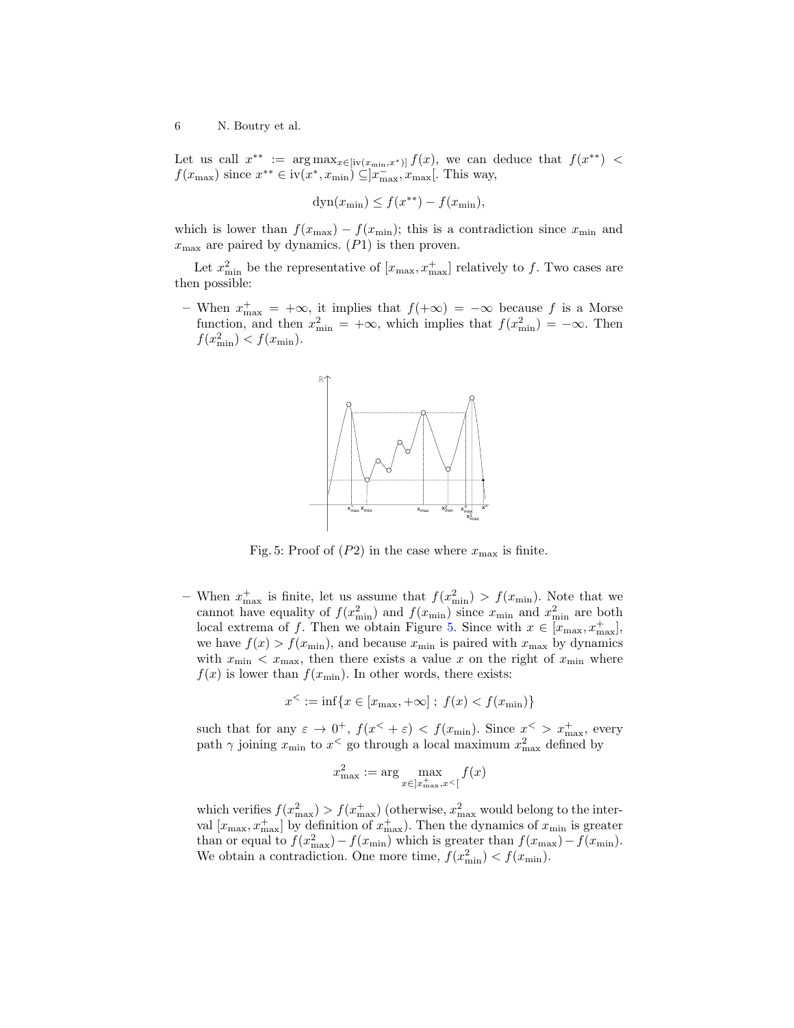Let us call $x^{**} := \arg\max_{x \in [\mathrm{iv}(x_{\min}, x^*)]} f(x)$, we can deduce that $f(x^{**}) < f(x_{\max})$ since $x^{**} \in \mathrm{iv}(x^*, x_{\min}) \subseteq ]x^-_{\max}, x_{\max}[$. This way,

$$\mathrm{dyn}(x_{\min}) \leq f(x^{**}) - f(x_{\min}),$$

which is lower than $f(x_{\max}) - f(x_{\min})$; this is a contradiction since $x_{\min}$ and $x_{\max}$ are paired by dynamics. $(P1)$ is then proven.

Let $x^2_{\min}$ be the representative of $[x_{\max}, x^+_{\max}]$ relatively to $f$. Two cases are then possible:

- When $x^+_{\max} = +\infty$, it implies that $f(+\infty) = -\infty$ because $f$ is a Morse function, and then $x^2_{\min} = +\infty$, which implies that $f(x^2_{\min}) = -\infty$. Then $f(x^2_{\min}) < f(x_{\min})$.

Fig. 5: Proof of $(P2)$ in the case where $x_{\max}$ is finite.

- When $x^+_{\max}$ is finite, let us assume that $f(x^2_{\min}) > f(x_{\min})$. Note that we cannot have equality of $f(x^2_{\min})$ and $f(x_{\min})$ since $x_{\min}$ and $x^2_{\min}$ are both local extrema of $f$. Then we obtain Figure 5. Since with $x \in [x_{\max}, x^+_{\max}]$, we have $f(x) > f(x_{\min})$, and because $x_{\min}$ is paired with $x_{\max}$ by dynamics with $x_{\min} < x_{\max}$, then there exists a value $x$ on the right of $x_{\min}$ where $f(x)$ is lower than $f(x_{\min})$. In other words, there exists:

$$x^< := \inf\{x \in [x_{\max}, +\infty] \; ; \; f(x) < f(x_{\min})\}$$

such that for any $\varepsilon \to 0^+$, $f(x^< + \varepsilon) < f(x_{\min})$. Since $x^< > x^+_{\max}$, every path $\gamma$ joining $x_{\min}$ to $x^<$ go through a local maximum $x^2_{\max}$ defined by

$$x^2_{\max} := \arg \max_{x \in ]x^+_{\max}, x^<[} f(x)$$

which verifies $f(x^2_{\max}) > f(x^+_{\max})$ (otherwise, $x^2_{\max}$ would belong to the interval $[x_{\max}, x^+_{\max}]$ by definition of $x^+_{\max}$). Then the dynamics of $x_{\min}$ is greater than or equal to $f(x^2_{\max}) - f(x_{\min})$ which is greater than $f(x_{\max}) - f(x_{\min})$. We obtain a contradiction. One more time, $f(x^2_{\min}) < f(x_{\min})$.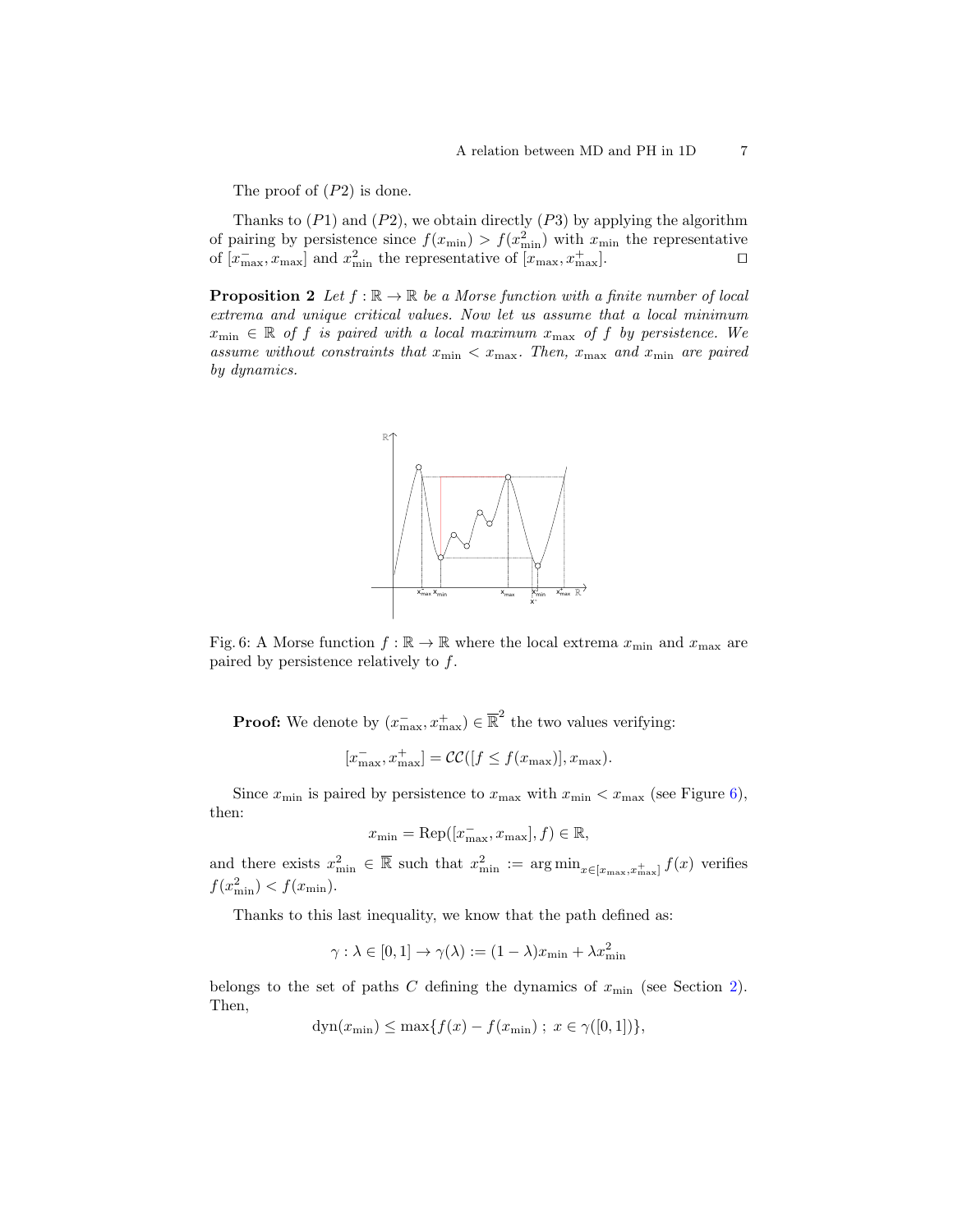The proof of $(P2)$ is done.

Thanks to $(P1)$ and $(P2)$, we obtain directly $(P3)$ by applying the algorithm of pairing by persistence since $f(x_{\min}) > f(x^2_{\min})$ with $x_{\min}$ the representative of $[x^-_{\max}, x_{\max}]$ and $x^2_{\min}$ the representative of $[x_{\max}, x^+_{\max}]$. $\square$

**Proposition 2** *Let $f : \mathbb{R} \to \mathbb{R}$ be a Morse function with a finite number of local extrema and unique critical values. Now let us assume that a local minimum $x_{\min} \in \mathbb{R}$ of $f$ is paired with a local maximum $x_{\max}$ of $f$ by persistence. We assume without constraints that $x_{\min} < x_{\max}$. Then, $x_{\max}$ and $x_{\min}$ are paired by dynamics.*

Fig. 6: A Morse function $f : \mathbb{R} \to \mathbb{R}$ where the local extrema $x_{\min}$ and $x_{\max}$ are paired by persistence relatively to $f$.

**Proof:** We denote by $(x^-_{\max}, x^+_{\max}) \in \overline{\mathbb{R}}^2$ the two values verifying:

$$[x^-_{\max}, x^+_{\max}] = \mathcal{CC}([f \leq f(x_{\max})], x_{\max}).$$

Since $x_{\min}$ is paired by persistence to $x_{\max}$ with $x_{\min} < x_{\max}$ (see Figure 6), then:

$$x_{\min} = \text{Rep}([x^-_{\max}, x_{\max}], f) \in \mathbb{R},$$

and there exists $x^2_{\min} \in \overline{\mathbb{R}}$ such that $x^2_{\min} := \arg\min_{x \in [x_{\max}, x^+_{\max}]} f(x)$ verifies $f(x^2_{\min}) < f(x_{\min})$.

Thanks to this last inequality, we know that the path defined as:

$$\gamma : \lambda \in [0,1] \to \gamma(\lambda) := (1-\lambda)x_{\min} + \lambda x^2_{\min}$$

belongs to the set of paths $C$ defining the dynamics of $x_{\min}$ (see Section 2). Then,

$$\text{dyn}(x_{\min}) \leq \max\{f(x) - f(x_{\min}) \; ; \; x \in \gamma([0,1])\},$$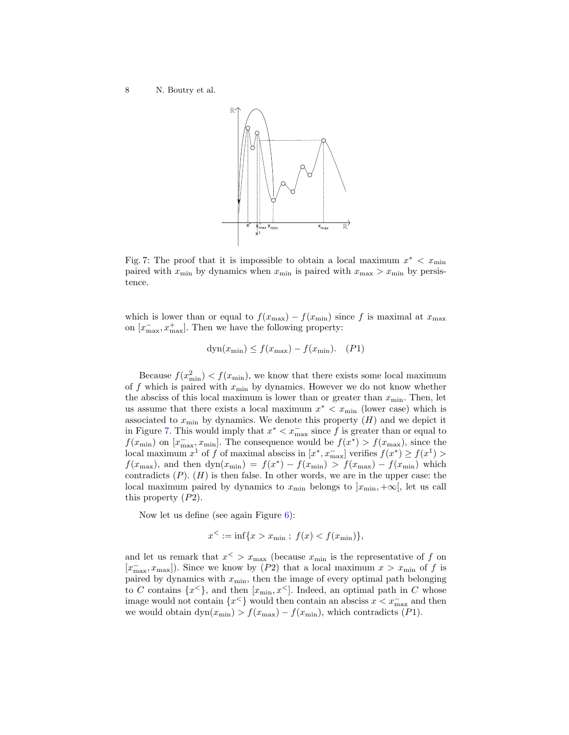Fig. 7: The proof that it is impossible to obtain a local maximum $x^* < x_{\min}$ paired with $x_{\min}$ by dynamics when $x_{\min}$ is paired with $x_{\max} > x_{\min}$ by persistence.

which is lower than or equal to $f(x_{\max}) - f(x_{\min})$ since $f$ is maximal at $x_{\max}$ on $[x^-_{\max}, x^+_{\max}]$. Then we have the following property:

$$\text{dyn}(x_{\min}) \leq f(x_{\max}) - f(x_{\min}). \quad (P1)$$

Because $f(x^2_{\min}) < f(x_{\min})$, we know that there exists some local maximum of $f$ which is paired with $x_{\min}$ by dynamics. However we do not know whether the absciss of this local maximum is lower than or greater than $x_{\min}$. Then, let us assume that there exists a local maximum $x^* < x_{\min}$ (lower case) which is associated to $x_{\min}$ by dynamics. We denote this property $(H)$ and we depict it in Figure 7. This would imply that $x^* < x^-_{\max}$ since $f$ is greater than or equal to $f(x_{\min})$ on $[x^-_{\max}, x_{\min}]$. The consequence would be $f(x^*) > f(x_{\max})$, since the local maximum $x^1$ of $f$ of maximal absciss in $[x^*, x^-_{\max}]$ verifies $f(x^*) \geq f(x^1) > f(x_{\max})$, and then $\text{dyn}(x_{\min}) = f(x^*) - f(x_{\min}) > f(x_{\max}) - f(x_{\min})$ which contradicts $(P)$. $(H)$ is then false. In other words, we are in the upper case: the local maximum paired by dynamics to $x_{\min}$ belongs to $]x_{\min}, +\infty[$, let us call this property $(P2)$.

Now let us define (see again Figure 6):

$$x^< := \inf\{x > x_{\min} \; ; \; f(x) < f(x_{\min})\},$$

and let us remark that $x^< > x_{\max}$ (because $x_{\min}$ is the representative of $f$ on $[x^-_{\max}, x_{\max}]$). Since we know by $(P2)$ that a local maximum $x > x_{\min}$ of $f$ is paired by dynamics with $x_{\min}$, then the image of every optimal path belonging to $C$ contains $\{x^<\}$, and then $[x_{\min}, x^<]$. Indeed, an optimal path in $C$ whose image would not contain $\{x^<\}$ would then contain an absciss $x < x^-_{\max}$ and then we would obtain $\text{dyn}(x_{\min}) > f(x_{\max}) - f(x_{\min})$, which contradicts $(P1)$.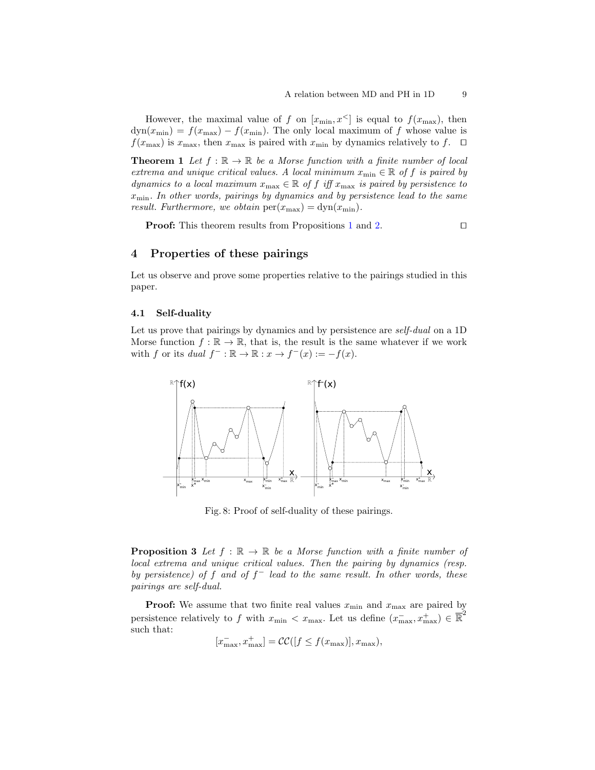However, the maximal value of $f$ on $[x_{\min}, x^{<}]$ is equal to $f(x_{\max})$, then $\text{dyn}(x_{\min}) = f(x_{\max}) - f(x_{\min})$. The only local maximum of $f$ whose value is $f(x_{\max})$ is $x_{\max}$, then $x_{\max}$ is paired with $x_{\min}$ by dynamics relatively to $f$. ☐

**Theorem 1** *Let $f : \mathbb{R} \to \mathbb{R}$ be a Morse function with a finite number of local extrema and unique critical values. A local minimum $x_{\min} \in \mathbb{R}$ of $f$ is paired by dynamics to a local maximum $x_{\max} \in \mathbb{R}$ of $f$ iff $x_{\max}$ is paired by persistence to $x_{\min}$. In other words, pairings by dynamics and by persistence lead to the same result. Furthermore, we obtain $\text{per}(x_{\max}) = \text{dyn}(x_{\min})$.*

**Proof:** This theorem results from Propositions 1 and 2. ☐

## 4 Properties of these pairings

Let us observe and prove some properties relative to the pairings studied in this paper.

### 4.1 Self-duality

Let us prove that pairings by dynamics and by persistence are *self-dual* on a 1D Morse function $f : \mathbb{R} \to \mathbb{R}$, that is, the result is the same whatever if we work with $f$ or its *dual* $f^{-} : \mathbb{R} \to \mathbb{R} : x \to f^{-}(x) := -f(x)$.

Fig. 8: Proof of self-duality of these pairings.

**Proposition 3** *Let $f : \mathbb{R} \to \mathbb{R}$ be a Morse function with a finite number of local extrema and unique critical values. Then the pairing by dynamics (resp. by persistence) of $f$ and of $f^{-}$ lead to the same result. In other words, these pairings are self-dual.*

**Proof:** We assume that two finite real values $x_{\min}$ and $x_{\max}$ are paired by persistence relatively to $f$ with $x_{\min} < x_{\max}$. Let us define $(x^{-}_{\max}, x^{+}_{\max}) \in \overline{\mathbb{R}}^2$ such that:

$$[x^{-}_{\max}, x^{+}_{\max}] = \mathcal{CC}([f \leq f(x_{\max})], x_{\max}),$$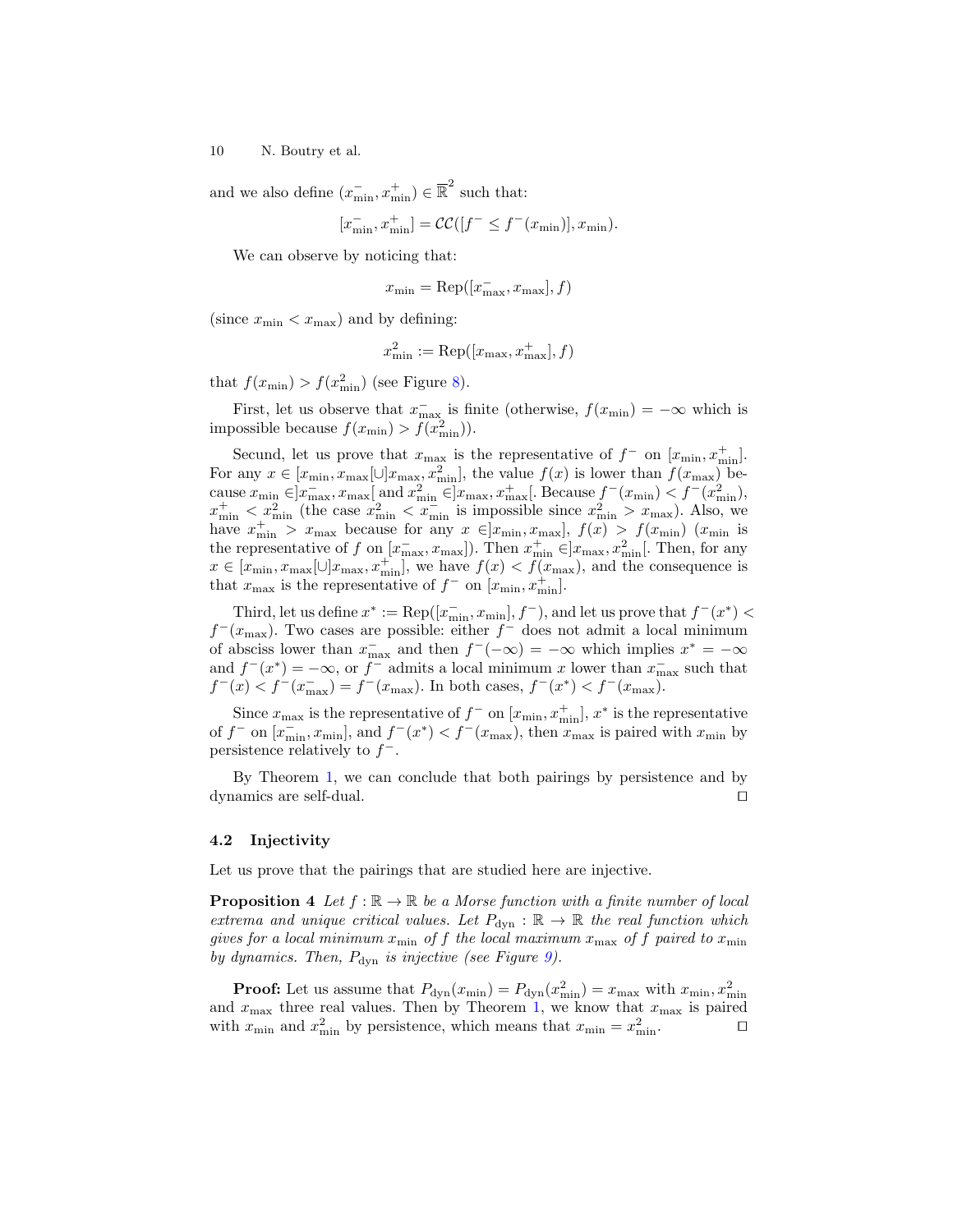and we also define $(x^-_{\min}, x^+_{\min}) \in \overline{\mathbb{R}}^2$ such that:

$$[x^-_{\min}, x^+_{\min}] = \mathcal{CC}([f^- \leq f^-(x_{\min})], x_{\min}).$$

We can observe by noticing that:

$$x_{\min} = \text{Rep}([x^-_{\max}, x_{\max}], f)$$

(since $x_{\min} < x_{\max}$) and by defining:

$$x^2_{\min} := \text{Rep}([x_{\max}, x^+_{\max}], f)$$

that $f(x_{\min}) > f(x^2_{\min})$ (see Figure 8).

First, let us observe that $x^-_{\max}$ is finite (otherwise, $f(x_{\min}) = -\infty$ which is impossible because $f(x_{\min}) > f(x^2_{\min})$).

Secund, let us prove that $x_{\max}$ is the representative of $f^-$ on $[x_{\min}, x^+_{\min}]$. For any $x \in [x_{\min}, x_{\max}[ \cup ]x_{\max}, x^2_{\min}]$, the value $f(x)$ is lower than $f(x_{\max})$ because $x_{\min} \in ]x^-_{\max}, x_{\max}[$ and $x^2_{\min} \in ]x_{\max}, x^+_{\max}[$. Because $f^-(x_{\min}) < f^-(x^2_{\min})$, $x^+_{\min} < x^2_{\min}$ (the case $x^2_{\min} < x^-_{\min}$ is impossible since $x^2_{\min} > x_{\max}$). Also, we have $x^+_{\min} > x_{\max}$ because for any $x \in ]x_{\min}, x_{\max}]$, $f(x) > f(x_{\min})$ ($x_{\min}$ is the representative of $f$ on $[x^-_{\max}, x_{\max}]$). Then $x^+_{\min} \in ]x_{\max}, x^2_{\min}[$. Then, for any $x \in [x_{\min}, x_{\max}[ \cup ]x_{\max}, x^+_{\min}]$, we have $f(x) < f(x_{\max})$, and the consequence is that $x_{\max}$ is the representative of $f^-$ on $[x_{\min}, x^+_{\min}]$.

Third, let us define $x^* := \text{Rep}([x^-_{\min}, x_{\min}], f^-)$, and let us prove that $f^-(x^*) < f^-(x_{\max})$. Two cases are possible: either $f^-$ does not admit a local minimum of absciss lower than $x^-_{\max}$ and then $f^-(-\infty) = -\infty$ which implies $x^* = -\infty$ and $f^-(x^*) = -\infty$, or $f^-$ admits a local minimum $x$ lower than $x^-_{\max}$ such that $f^-(x) < f^-(x^-_{\max}) = f^-(x_{\max})$. In both cases, $f^-(x^*) < f^-(x_{\max})$.

Since $x_{\max}$ is the representative of $f^-$ on $[x_{\min}, x^+_{\min}]$, $x^*$ is the representative of $f^-$ on $[x^-_{\min}, x_{\min}]$, and $f^-(x^*) < f^-(x_{\max})$, then $x_{\max}$ is paired with $x_{\min}$ by persistence relatively to $f^-$.

By Theorem 1, we can conclude that both pairings by persistence and by dynamics are self-dual. $\square$

### 4.2 Injectivity

Let us prove that the pairings that are studied here are injective.

**Proposition 4** *Let $f : \mathbb{R} \to \mathbb{R}$ be a Morse function with a finite number of local extrema and unique critical values. Let $P_{\text{dyn}} : \mathbb{R} \to \mathbb{R}$ the real function which gives for a local minimum $x_{\min}$ of $f$ the local maximum $x_{\max}$ of $f$ paired to $x_{\min}$ by dynamics. Then, $P_{\text{dyn}}$ is injective (see Figure 9).*

**Proof:** Let us assume that $P_{\text{dyn}}(x_{\min}) = P_{\text{dyn}}(x^2_{\min}) = x_{\max}$ with $x_{\min}, x^2_{\min}$ and $x_{\max}$ three real values. Then by Theorem 1, we know that $x_{\max}$ is paired with $x_{\min}$ and $x^2_{\min}$ by persistence, which means that $x_{\min} = x^2_{\min}$. $\square$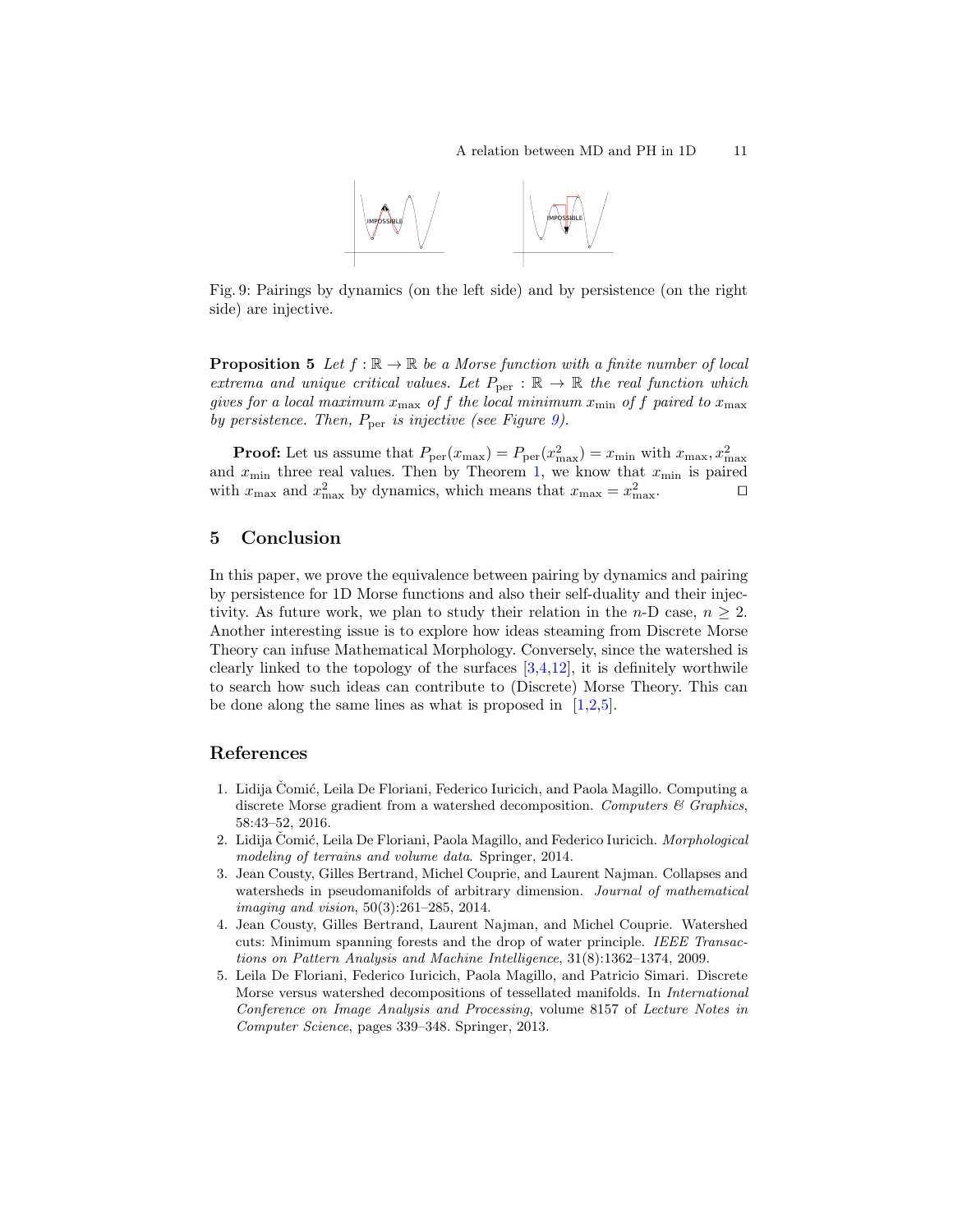Fig. 9: Pairings by dynamics (on the left side) and by persistence (on the right side) are injective.

**Proposition 5** *Let $f : \mathbb{R} \to \mathbb{R}$ be a Morse function with a finite number of local extrema and unique critical values. Let $P_{\text{per}} : \mathbb{R} \to \mathbb{R}$ the real function which gives for a local maximum $x_{\max}$ of $f$ the local minimum $x_{\min}$ of $f$ paired to $x_{\max}$ by persistence. Then, $P_{\text{per}}$ is injective (see Figure 9).*

**Proof:** Let us assume that $P_{\text{per}}(x_{\max}) = P_{\text{per}}(x^2_{\max}) = x_{\min}$ with $x_{\max}, x^2_{\max}$ and $x_{\min}$ three real values. Then by Theorem 1, we know that $x_{\min}$ is paired with $x_{\max}$ and $x^2_{\max}$ by dynamics, which means that $x_{\max} = x^2_{\max}$. ◻

## 5 Conclusion

In this paper, we prove the equivalence between pairing by dynamics and pairing by persistence for 1D Morse functions and also their self-duality and their injectivity. As future work, we plan to study their relation in the $n$-D case, $n \geq 2$. Another interesting issue is to explore how ideas steaming from Discrete Morse Theory can infuse Mathematical Morphology. Conversely, since the watershed is clearly linked to the topology of the surfaces [3,4,12], it is definitely worthwile to search how such ideas can contribute to (Discrete) Morse Theory. This can be done along the same lines as what is proposed in [1,2,5].

## References

1. Lidija Čomić, Leila De Floriani, Federico Iuricich, and Paola Magillo. Computing a discrete Morse gradient from a watershed decomposition. *Computers & Graphics*, 58:43–52, 2016.
2. Lidija Čomić, Leila De Floriani, Paola Magillo, and Federico Iuricich. *Morphological modeling of terrains and volume data*. Springer, 2014.
3. Jean Cousty, Gilles Bertrand, Michel Couprie, and Laurent Najman. Collapses and watersheds in pseudomanifolds of arbitrary dimension. *Journal of mathematical imaging and vision*, 50(3):261–285, 2014.
4. Jean Cousty, Gilles Bertrand, Laurent Najman, and Michel Couprie. Watershed cuts: Minimum spanning forests and the drop of water principle. *IEEE Transactions on Pattern Analysis and Machine Intelligence*, 31(8):1362–1374, 2009.
5. Leila De Floriani, Federico Iuricich, Paola Magillo, and Patricio Simari. Discrete Morse versus watershed decompositions of tessellated manifolds. In *International Conference on Image Analysis and Processing*, volume 8157 of *Lecture Notes in Computer Science*, pages 339–348. Springer, 2013.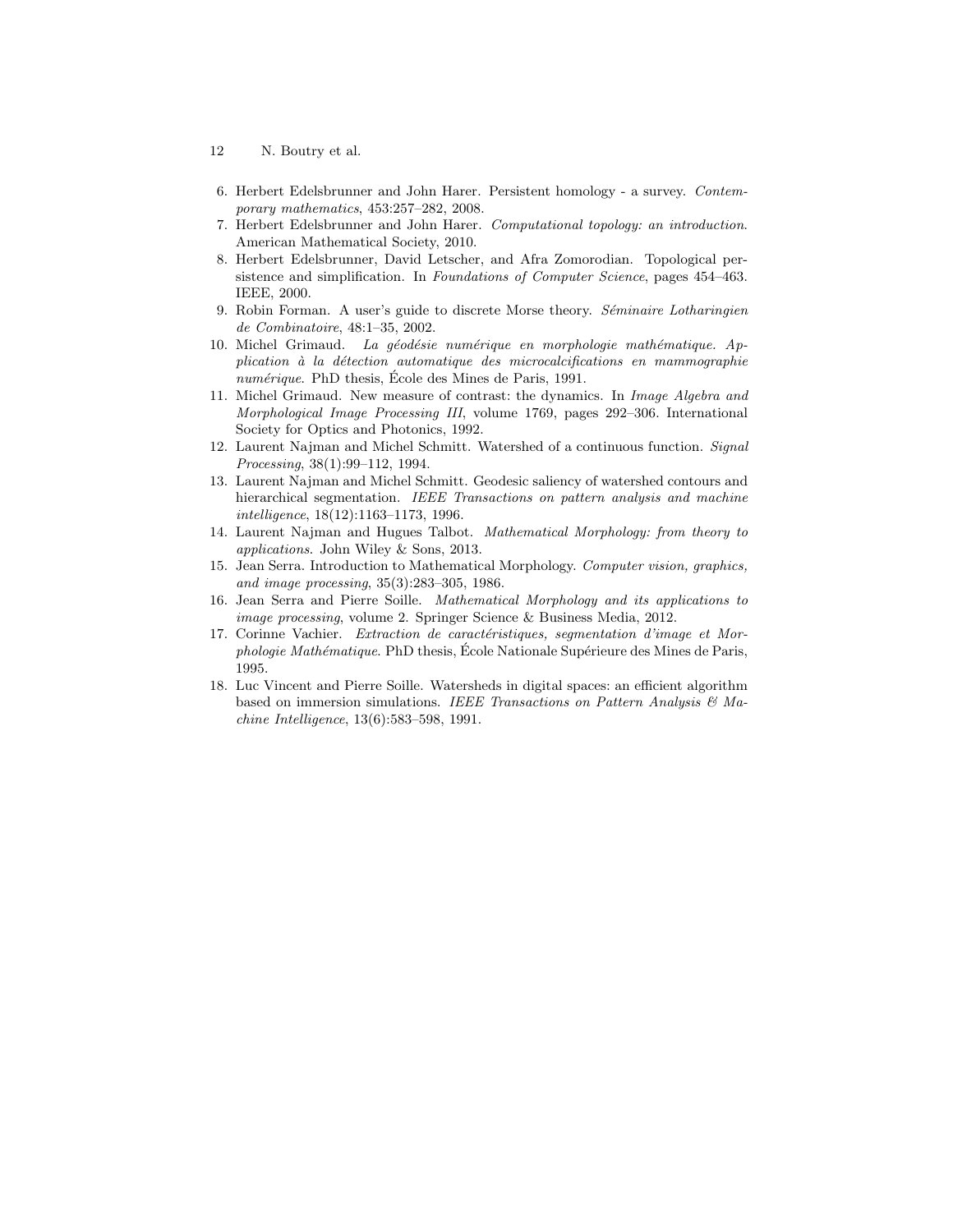6. Herbert Edelsbrunner and John Harer. Persistent homology - a survey. *Contemporary mathematics*, 453:257–282, 2008.
7. Herbert Edelsbrunner and John Harer. *Computational topology: an introduction*. American Mathematical Society, 2010.
8. Herbert Edelsbrunner, David Letscher, and Afra Zomorodian. Topological persistence and simplification. In *Foundations of Computer Science*, pages 454–463. IEEE, 2000.
9. Robin Forman. A user's guide to discrete Morse theory. *Séminaire Lotharingien de Combinatoire*, 48:1–35, 2002.
10. Michel Grimaud. *La géodésie numérique en morphologie mathématique. Application à la détection automatique des microcalcifications en mammographie numérique*. PhD thesis, École des Mines de Paris, 1991.
11. Michel Grimaud. New measure of contrast: the dynamics. In *Image Algebra and Morphological Image Processing III*, volume 1769, pages 292–306. International Society for Optics and Photonics, 1992.
12. Laurent Najman and Michel Schmitt. Watershed of a continuous function. *Signal Processing*, 38(1):99–112, 1994.
13. Laurent Najman and Michel Schmitt. Geodesic saliency of watershed contours and hierarchical segmentation. *IEEE Transactions on pattern analysis and machine intelligence*, 18(12):1163–1173, 1996.
14. Laurent Najman and Hugues Talbot. *Mathematical Morphology: from theory to applications*. John Wiley & Sons, 2013.
15. Jean Serra. Introduction to Mathematical Morphology. *Computer vision, graphics, and image processing*, 35(3):283–305, 1986.
16. Jean Serra and Pierre Soille. *Mathematical Morphology and its applications to image processing*, volume 2. Springer Science & Business Media, 2012.
17. Corinne Vachier. *Extraction de caractéristiques, segmentation d'image et Morphologie Mathématique*. PhD thesis, École Nationale Supérieure des Mines de Paris, 1995.
18. Luc Vincent and Pierre Soille. Watersheds in digital spaces: an efficient algorithm based on immersion simulations. *IEEE Transactions on Pattern Analysis & Machine Intelligence*, 13(6):583–598, 1991.